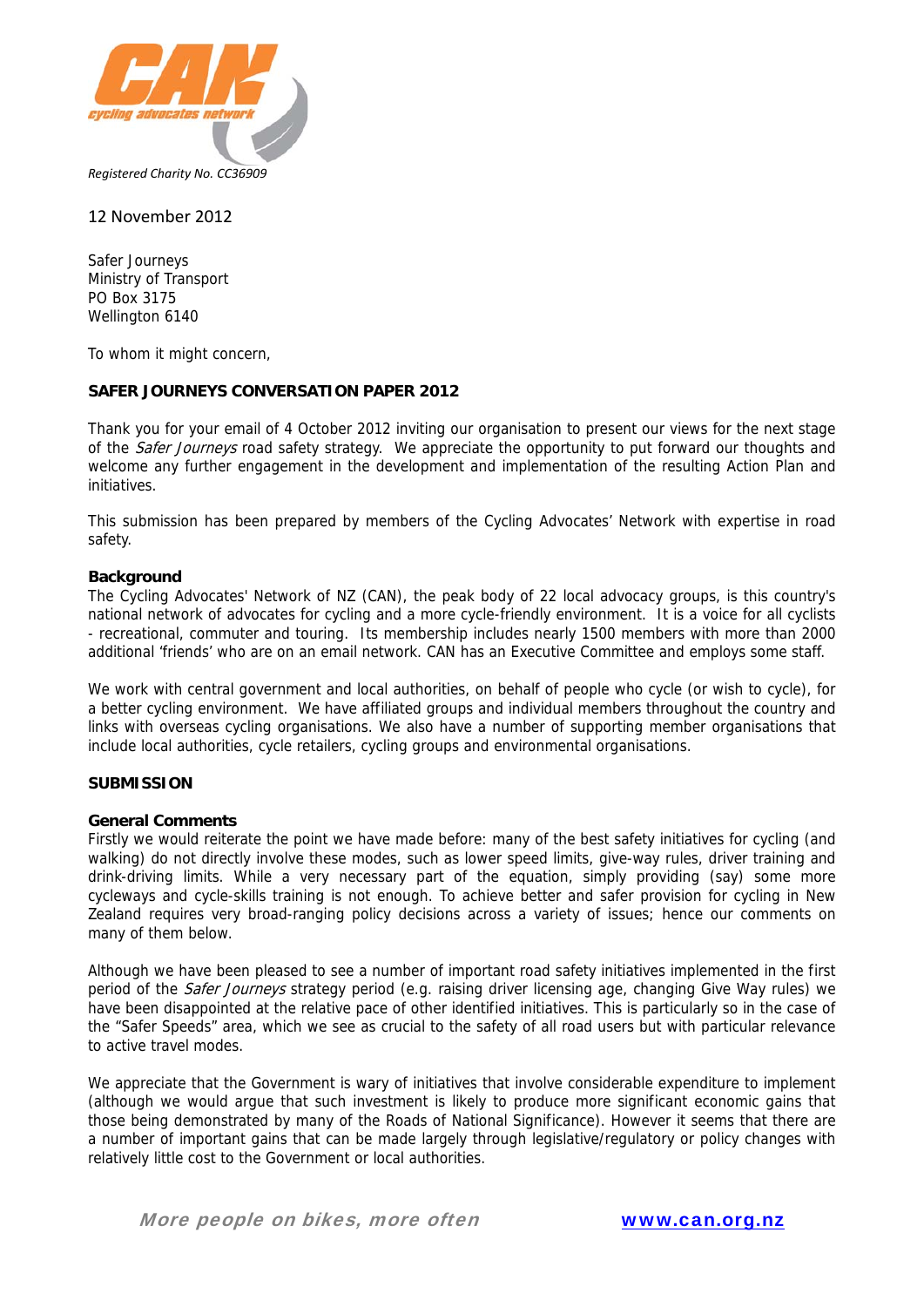Registered Charity No. CC36909

12 November 2012

Safer Journeys
Ministry of Transport
PO Box 3175
Wellington 6140

To whom it might concern,

**SAFER JOURNEYS CONVERSATION PAPER 2012**

Thank you for your email of 4 October 2012 inviting our organisation to present our views for the next stage of the *Safer Journeys* road safety strategy. We appreciate the opportunity to put forward our thoughts and welcome any further engagement in the development and implementation of the resulting Action Plan and initiatives.

This submission has been prepared by members of the Cycling Advocates' Network with expertise in road safety.

**Background**

The Cycling Advocates' Network of NZ (CAN), the peak body of 22 local advocacy groups, is this country's national network of advocates for cycling and a more cycle-friendly environment. It is a voice for all cyclists - recreational, commuter and touring. Its membership includes nearly 1500 members with more than 2000 additional 'friends' who are on an email network. CAN has an Executive Committee and employs some staff.

We work with central government and local authorities, on behalf of people who cycle (or wish to cycle), for a better cycling environment. We have affiliated groups and individual members throughout the country and links with overseas cycling organisations. We also have a number of supporting member organisations that include local authorities, cycle retailers, cycling groups and environmental organisations.

**SUBMISSION**

**General Comments**

Firstly we would reiterate the point we have made before: many of the best safety initiatives for cycling (and walking) do not directly involve these modes, such as lower speed limits, give-way rules, driver training and drink-driving limits. While a very necessary part of the equation, simply providing (say) some more cycleways and cycle-skills training is not enough. To achieve better and safer provision for cycling in New Zealand requires very broad-ranging policy decisions across a variety of issues; hence our comments on many of them below.

Although we have been pleased to see a number of important road safety initiatives implemented in the first period of the *Safer Journeys* strategy period (e.g. raising driver licensing age, changing Give Way rules) we have been disappointed at the relative pace of other identified initiatives. This is particularly so in the case of the "Safer Speeds" area, which we see as crucial to the safety of all road users but with particular relevance to active travel modes.

We appreciate that the Government is wary of initiatives that involve considerable expenditure to implement (although we would argue that such investment is likely to produce more significant economic gains that those being demonstrated by many of the Roads of National Significance). However it seems that there are a number of important gains that can be made largely through legislative/regulatory or policy changes with relatively little cost to the Government or local authorities.

*More people on bikes, more often* www.can.org.nz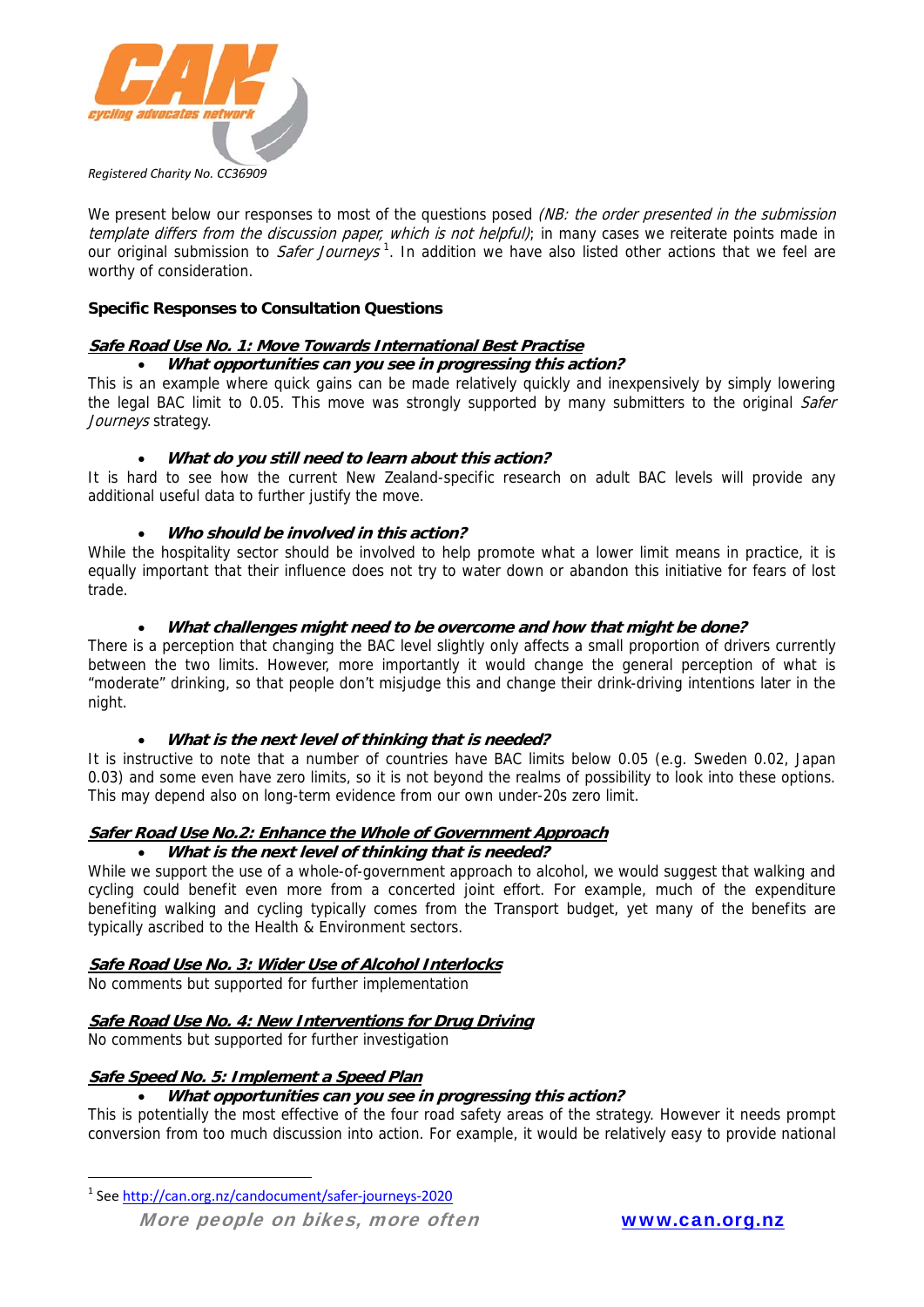Registered Charity No. CC36909

We present below our responses to most of the questions posed *(NB: the order presented in the submission template differs from the discussion paper, which is not helpful)*; in many cases we reiterate points made in our original submission to *Safer Journeys*[1]. In addition we have also listed other actions that we feel are worthy of consideration.

**Specific Responses to Consultation Questions**

### ***Safe Road Use No. 1: Move Towards International Best Practise***

- ***What opportunities can you see in progressing this action?***

This is an example where quick gains can be made relatively quickly and inexpensively by simply lowering the legal BAC limit to 0.05. This move was strongly supported by many submitters to the original *Safer Journeys* strategy.

- ***What do you still need to learn about this action?***

It is hard to see how the current New Zealand-specific research on adult BAC levels will provide any additional useful data to further justify the move.

- ***Who should be involved in this action?***

While the hospitality sector should be involved to help promote what a lower limit means in practice, it is equally important that their influence does not try to water down or abandon this initiative for fears of lost trade.

- ***What challenges might need to be overcome and how that might be done?***

There is a perception that changing the BAC level slightly only affects a small proportion of drivers currently between the two limits. However, more importantly it would change the general perception of what is "moderate" drinking, so that people don't misjudge this and change their drink-driving intentions later in the night.

- ***What is the next level of thinking that is needed?***

It is instructive to note that a number of countries have BAC limits below 0.05 (e.g. Sweden 0.02, Japan 0.03) and some even have zero limits, so it is not beyond the realms of possibility to look into these options. This may depend also on long-term evidence from our own under-20s zero limit.

### ***Safer Road Use No.2: Enhance the Whole of Government Approach***

- ***What is the next level of thinking that is needed?***

While we support the use of a whole-of-government approach to alcohol, we would suggest that walking and cycling could benefit even more from a concerted joint effort. For example, much of the expenditure benefiting walking and cycling typically comes from the Transport budget, yet many of the benefits are typically ascribed to the Health & Environment sectors.

### ***Safe Road Use No. 3: Wider Use of Alcohol Interlocks***

No comments but supported for further implementation

### ***Safe Road Use No. 4: New Interventions for Drug Driving***

No comments but supported for further investigation

### ***Safe Speed No. 5: Implement a Speed Plan***

- ***What opportunities can you see in progressing this action?***

This is potentially the most effective of the four road safety areas of the strategy. However it needs prompt conversion from too much discussion into action. For example, it would be relatively easy to provide national

[1] See http://can.org.nz/candocument/safer-journeys-2020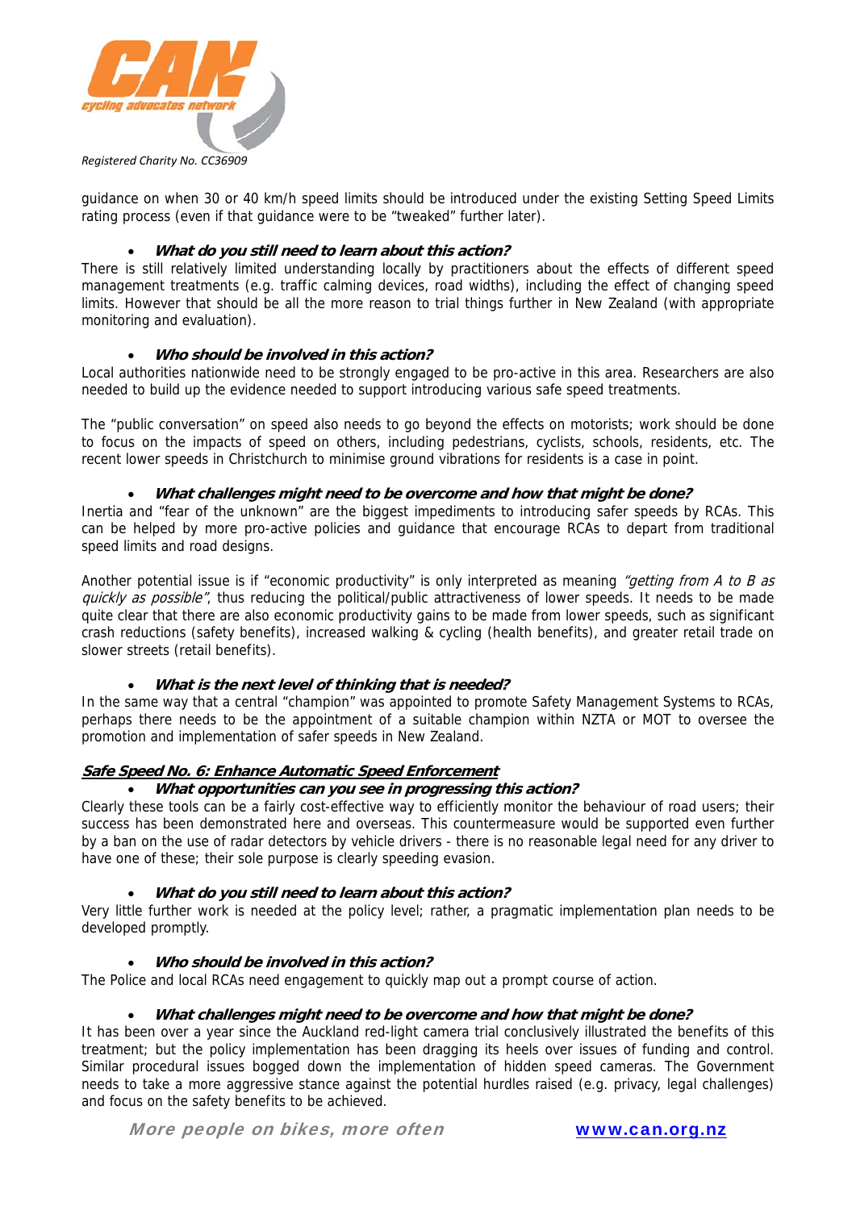guidance on when 30 or 40 km/h speed limits should be introduced under the existing Setting Speed Limits rating process (even if that guidance were to be "tweaked" further later).

- ***What do you still need to learn about this action?***

There is still relatively limited understanding locally by practitioners about the effects of different speed management treatments (e.g. traffic calming devices, road widths), including the effect of changing speed limits. However that should be all the more reason to trial things further in New Zealand (with appropriate monitoring and evaluation).

- ***Who should be involved in this action?***

Local authorities nationwide need to be strongly engaged to be pro-active in this area. Researchers are also needed to build up the evidence needed to support introducing various safe speed treatments.

The "public conversation" on speed also needs to go beyond the effects on motorists; work should be done to focus on the impacts of speed on others, including pedestrians, cyclists, schools, residents, etc. The recent lower speeds in Christchurch to minimise ground vibrations for residents is a case in point.

- ***What challenges might need to be overcome and how that might be done?***

Inertia and "fear of the unknown" are the biggest impediments to introducing safer speeds by RCAs. This can be helped by more pro-active policies and guidance that encourage RCAs to depart from traditional speed limits and road designs.

Another potential issue is if "economic productivity" is only interpreted as meaning *"getting from A to B as quickly as possible"*, thus reducing the political/public attractiveness of lower speeds. It needs to be made quite clear that there are also economic productivity gains to be made from lower speeds, such as significant crash reductions (safety benefits), increased walking & cycling (health benefits), and greater retail trade on slower streets (retail benefits).

- ***What is the next level of thinking that is needed?***

In the same way that a central "champion" was appointed to promote Safety Management Systems to RCAs, perhaps there needs to be the appointment of a suitable champion within NZTA or MOT to oversee the promotion and implementation of safer speeds in New Zealand.

***Safe Speed No. 6: Enhance Automatic Speed Enforcement***

- ***What opportunities can you see in progressing this action?***

Clearly these tools can be a fairly cost-effective way to efficiently monitor the behaviour of road users; their success has been demonstrated here and overseas. This countermeasure would be supported even further by a ban on the use of radar detectors by vehicle drivers - there is no reasonable legal need for any driver to have one of these; their sole purpose is clearly speeding evasion.

- ***What do you still need to learn about this action?***

Very little further work is needed at the policy level; rather, a pragmatic implementation plan needs to be developed promptly.

- ***Who should be involved in this action?***

The Police and local RCAs need engagement to quickly map out a prompt course of action.

- ***What challenges might need to be overcome and how that might be done?***

It has been over a year since the Auckland red-light camera trial conclusively illustrated the benefits of this treatment; but the policy implementation has been dragging its heels over issues of funding and control. Similar procedural issues bogged down the implementation of hidden speed cameras. The Government needs to take a more aggressive stance against the potential hurdles raised (e.g. privacy, legal challenges) and focus on the safety benefits to be achieved.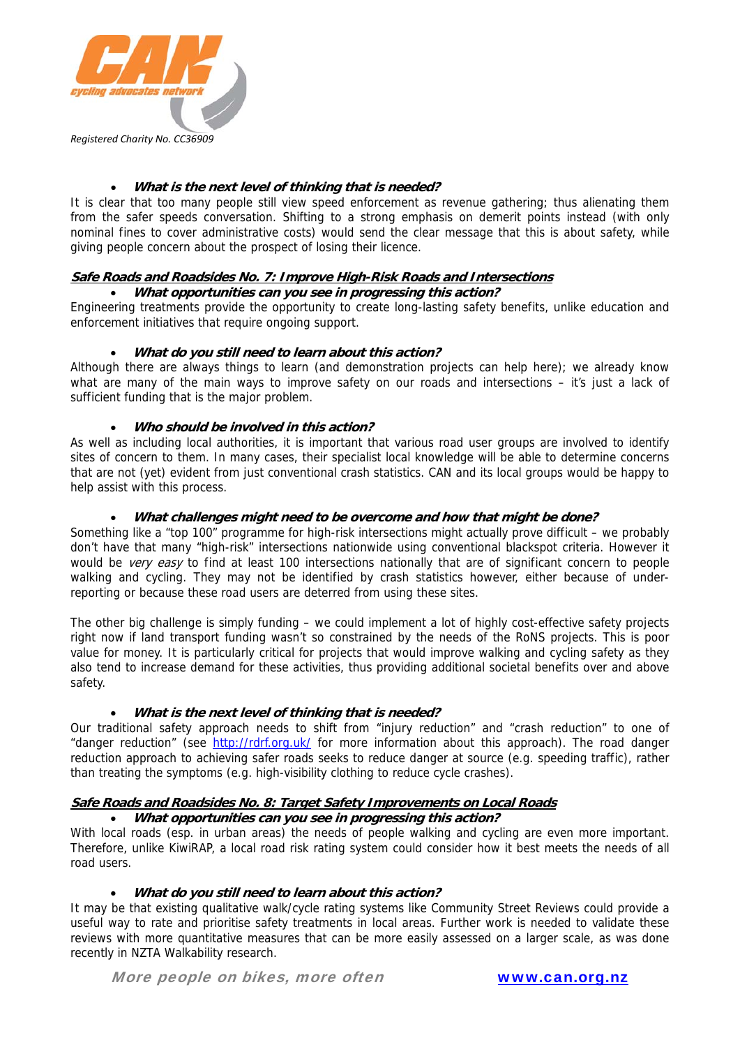- ***What is the next level of thinking that is needed?***

It is clear that too many people still view speed enforcement as revenue gathering; thus alienating them from the safer speeds conversation. Shifting to a strong emphasis on demerit points instead (with only nominal fines to cover administrative costs) would send the clear message that this is about safety, while giving people concern about the prospect of losing their licence.

***Safe Roads and Roadsides No. 7: Improve High-Risk Roads and Intersections***

- ***What opportunities can you see in progressing this action?***

Engineering treatments provide the opportunity to create long-lasting safety benefits, unlike education and enforcement initiatives that require ongoing support.

- ***What do you still need to learn about this action?***

Although there are always things to learn (and demonstration projects can help here); we already know what are many of the main ways to improve safety on our roads and intersections – it's just a lack of sufficient funding that is the major problem.

- ***Who should be involved in this action?***

As well as including local authorities, it is important that various road user groups are involved to identify sites of concern to them. In many cases, their specialist local knowledge will be able to determine concerns that are not (yet) evident from just conventional crash statistics. CAN and its local groups would be happy to help assist with this process.

- ***What challenges might need to be overcome and how that might be done?***

Something like a "top 100" programme for high-risk intersections might actually prove difficult – we probably don't have that many "high-risk" intersections nationwide using conventional blackspot criteria. However it would be *very easy* to find at least 100 intersections nationally that are of significant concern to people walking and cycling. They may not be identified by crash statistics however, either because of under-reporting or because these road users are deterred from using these sites.

The other big challenge is simply funding – we could implement a lot of highly cost-effective safety projects right now if land transport funding wasn't so constrained by the needs of the RoNS projects. This is poor value for money. It is particularly critical for projects that would improve walking and cycling safety as they also tend to increase demand for these activities, thus providing additional societal benefits over and above safety.

- ***What is the next level of thinking that is needed?***

Our traditional safety approach needs to shift from "injury reduction" and "crash reduction" to one of "danger reduction" (see http://rdrf.org.uk/ for more information about this approach). The road danger reduction approach to achieving safer roads seeks to reduce danger at source (e.g. speeding traffic), rather than treating the symptoms (e.g. high-visibility clothing to reduce cycle crashes).

***Safe Roads and Roadsides No. 8: Target Safety Improvements on Local Roads***

- ***What opportunities can you see in progressing this action?***

With local roads (esp. in urban areas) the needs of people walking and cycling are even more important. Therefore, unlike KiwiRAP, a local road risk rating system could consider how it best meets the needs of all road users.

- ***What do you still need to learn about this action?***

It may be that existing qualitative walk/cycle rating systems like Community Street Reviews could provide a useful way to rate and prioritise safety treatments in local areas. Further work is needed to validate these reviews with more quantitative measures that can be more easily assessed on a larger scale, as was done recently in NZTA Walkability research.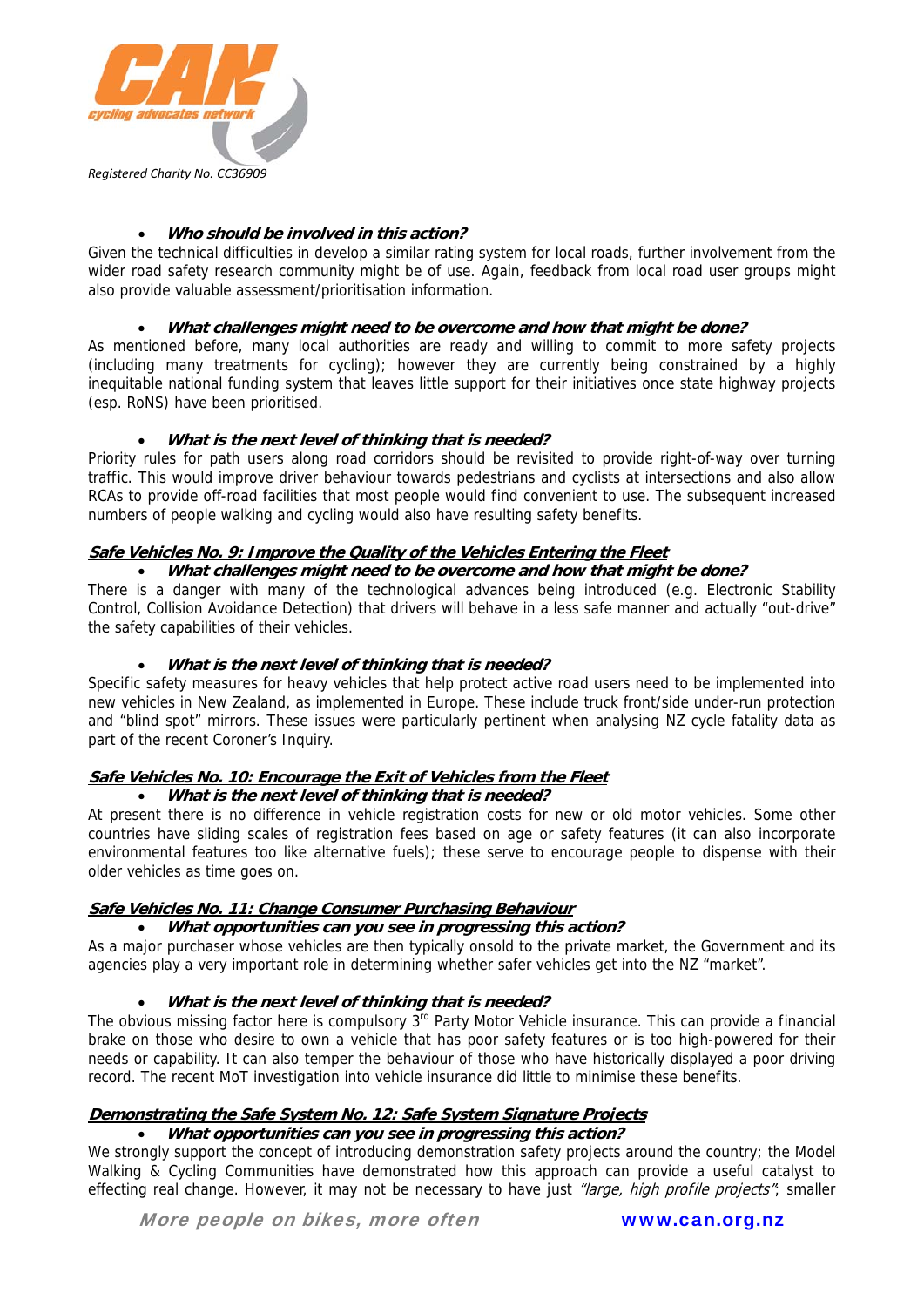- ***Who should be involved in this action?***

Given the technical difficulties in develop a similar rating system for local roads, further involvement from the wider road safety research community might be of use. Again, feedback from local road user groups might also provide valuable assessment/prioritisation information.

- ***What challenges might need to be overcome and how that might be done?***

As mentioned before, many local authorities are ready and willing to commit to more safety projects (including many treatments for cycling); however they are currently being constrained by a highly inequitable national funding system that leaves little support for their initiatives once state highway projects (esp. RoNS) have been prioritised.

- ***What is the next level of thinking that is needed?***

Priority rules for path users along road corridors should be revisited to provide right-of-way over turning traffic. This would improve driver behaviour towards pedestrians and cyclists at intersections and also allow RCAs to provide off-road facilities that most people would find convenient to use. The subsequent increased numbers of people walking and cycling would also have resulting safety benefits.

### ***Safe Vehicles No. 9: Improve the Quality of the Vehicles Entering the Fleet***

- ***What challenges might need to be overcome and how that might be done?***

There is a danger with many of the technological advances being introduced (e.g. Electronic Stability Control, Collision Avoidance Detection) that drivers will behave in a less safe manner and actually "out-drive" the safety capabilities of their vehicles.

- ***What is the next level of thinking that is needed?***

Specific safety measures for heavy vehicles that help protect active road users need to be implemented into new vehicles in New Zealand, as implemented in Europe. These include truck front/side under-run protection and "blind spot" mirrors. These issues were particularly pertinent when analysing NZ cycle fatality data as part of the recent Coroner's Inquiry.

### ***Safe Vehicles No. 10: Encourage the Exit of Vehicles from the Fleet***

- ***What is the next level of thinking that is needed?***

At present there is no difference in vehicle registration costs for new or old motor vehicles. Some other countries have sliding scales of registration fees based on age or safety features (it can also incorporate environmental features too like alternative fuels); these serve to encourage people to dispense with their older vehicles as time goes on.

### ***Safe Vehicles No. 11: Change Consumer Purchasing Behaviour***

- ***What opportunities can you see in progressing this action?***

As a major purchaser whose vehicles are then typically onsold to the private market, the Government and its agencies play a very important role in determining whether safer vehicles get into the NZ "market".

- ***What is the next level of thinking that is needed?***

The obvious missing factor here is compulsory 3rd Party Motor Vehicle insurance. This can provide a financial brake on those who desire to own a vehicle that has poor safety features or is too high-powered for their needs or capability. It can also temper the behaviour of those who have historically displayed a poor driving record. The recent MoT investigation into vehicle insurance did little to minimise these benefits.

### ***Demonstrating the Safe System No. 12: Safe System Signature Projects***

- ***What opportunities can you see in progressing this action?***

We strongly support the concept of introducing demonstration safety projects around the country; the Model Walking & Cycling Communities have demonstrated how this approach can provide a useful catalyst to effecting real change. However, it may not be necessary to have just *"large, high profile projects"*; smaller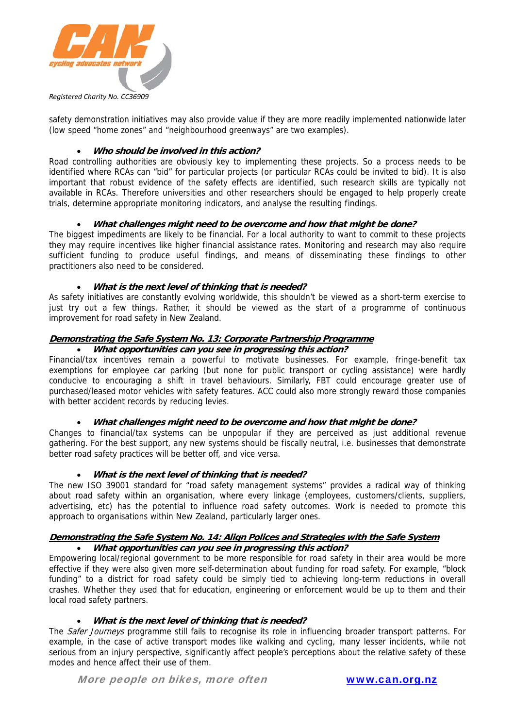safety demonstration initiatives may also provide value if they are more readily implemented nationwide later (low speed "home zones" and "neighbourhood greenways" are two examples).

- ***Who should be involved in this action?***

Road controlling authorities are obviously key to implementing these projects. So a process needs to be identified where RCAs can "bid" for particular projects (or particular RCAs could be invited to bid). It is also important that robust evidence of the safety effects are identified, such research skills are typically not available in RCAs. Therefore universities and other researchers should be engaged to help properly create trials, determine appropriate monitoring indicators, and analyse the resulting findings.

- ***What challenges might need to be overcome and how that might be done?***

The biggest impediments are likely to be financial. For a local authority to want to commit to these projects they may require incentives like higher financial assistance rates. Monitoring and research may also require sufficient funding to produce useful findings, and means of disseminating these findings to other practitioners also need to be considered.

- ***What is the next level of thinking that is needed?***

As safety initiatives are constantly evolving worldwide, this shouldn't be viewed as a short-term exercise to just try out a few things. Rather, it should be viewed as the start of a programme of continuous improvement for road safety in New Zealand.

## ***Demonstrating the Safe System No. 13: Corporate Partnership Programme***

- ***What opportunities can you see in progressing this action?***

Financial/tax incentives remain a powerful to motivate businesses. For example, fringe-benefit tax exemptions for employee car parking (but none for public transport or cycling assistance) were hardly conducive to encouraging a shift in travel behaviours. Similarly, FBT could encourage greater use of purchased/leased motor vehicles with safety features. ACC could also more strongly reward those companies with better accident records by reducing levies.

- ***What challenges might need to be overcome and how that might be done?***

Changes to financial/tax systems can be unpopular if they are perceived as just additional revenue gathering. For the best support, any new systems should be fiscally neutral, i.e. businesses that demonstrate better road safety practices will be better off, and vice versa.

- ***What is the next level of thinking that is needed?***

The new ISO 39001 standard for "road safety management systems" provides a radical way of thinking about road safety within an organisation, where every linkage (employees, customers/clients, suppliers, advertising, etc) has the potential to influence road safety outcomes. Work is needed to promote this approach to organisations within New Zealand, particularly larger ones.

## ***Demonstrating the Safe System No. 14: Align Polices and Strategies with the Safe System***

- ***What opportunities can you see in progressing this action?***

Empowering local/regional government to be more responsible for road safety in their area would be more effective if they were also given more self-determination about funding for road safety. For example, "block funding" to a district for road safety could be simply tied to achieving long-term reductions in overall crashes. Whether they used that for education, engineering or enforcement would be up to them and their local road safety partners.

- ***What is the next level of thinking that is needed?***

The *Safer Journeys* programme still fails to recognise its role in influencing broader transport patterns. For example, in the case of active transport modes like walking and cycling, many lesser incidents, while not serious from an injury perspective, significantly affect people's perceptions about the relative safety of these modes and hence affect their use of them.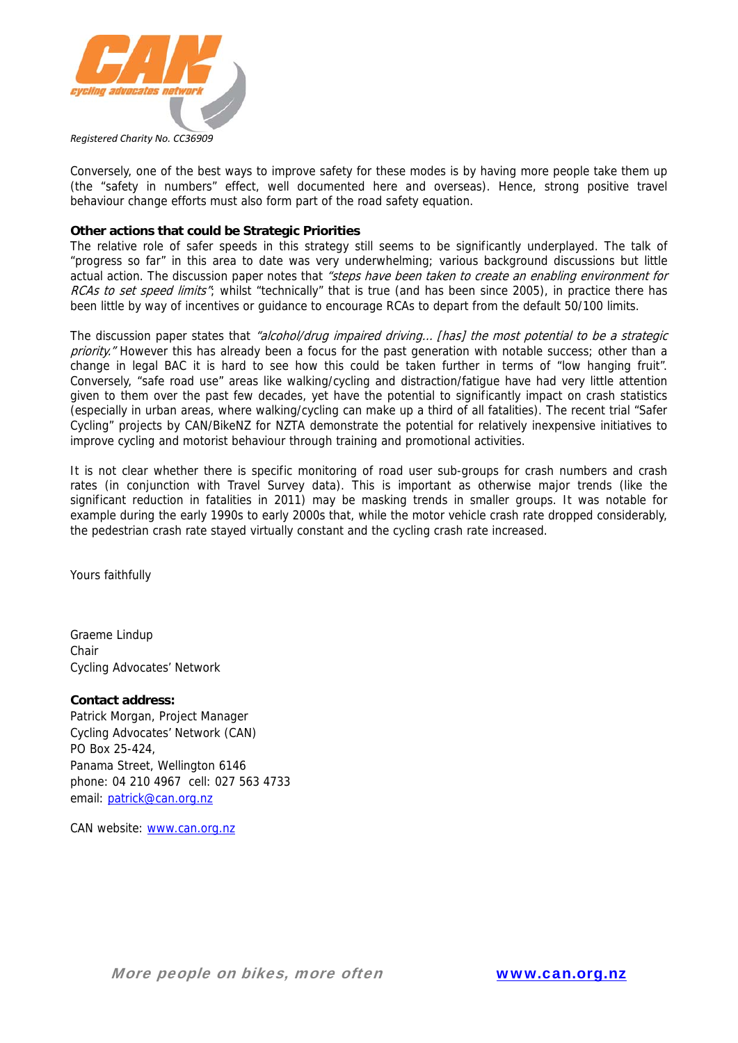Registered Charity No. CC36909

Conversely, one of the best ways to improve safety for these modes is by having more people take them up (the "safety in numbers" effect, well documented here and overseas). Hence, strong positive travel behaviour change efforts must also form part of the road safety equation.

**Other actions that could be Strategic Priorities**

The relative role of safer speeds in this strategy still seems to be significantly underplayed. The talk of "progress so far" in this area to date was very underwhelming; various background discussions but little actual action. The discussion paper notes that *"steps have been taken to create an enabling environment for RCAs to set speed limits"*; whilst "technically" that is true (and has been since 2005), in practice there has been little by way of incentives or guidance to encourage RCAs to depart from the default 50/100 limits.

The discussion paper states that *"alcohol/drug impaired driving… [has] the most potential to be a strategic priority."* However this has already been a focus for the past generation with notable success; other than a change in legal BAC it is hard to see how this could be taken further in terms of "low hanging fruit". Conversely, "safe road use" areas like walking/cycling and distraction/fatigue have had very little attention given to them over the past few decades, yet have the potential to significantly impact on crash statistics (especially in urban areas, where walking/cycling can make up a third of all fatalities). The recent trial "Safer Cycling" projects by CAN/BikeNZ for NZTA demonstrate the potential for relatively inexpensive initiatives to improve cycling and motorist behaviour through training and promotional activities.

It is not clear whether there is specific monitoring of road user sub-groups for crash numbers and crash rates (in conjunction with Travel Survey data). This is important as otherwise major trends (like the significant reduction in fatalities in 2011) may be masking trends in smaller groups. It was notable for example during the early 1990s to early 2000s that, while the motor vehicle crash rate dropped considerably, the pedestrian crash rate stayed virtually constant and the cycling crash rate increased.

Yours faithfully

Graeme Lindup
Chair
Cycling Advocates' Network

**Contact address:**
Patrick Morgan, Project Manager
Cycling Advocates' Network (CAN)
PO Box 25-424,
Panama Street, Wellington 6146
phone: 04 210 4967 cell: 027 563 4733
email: patrick@can.org.nz

CAN website: www.can.org.nz

*More people on bikes, more often* www.can.org.nz